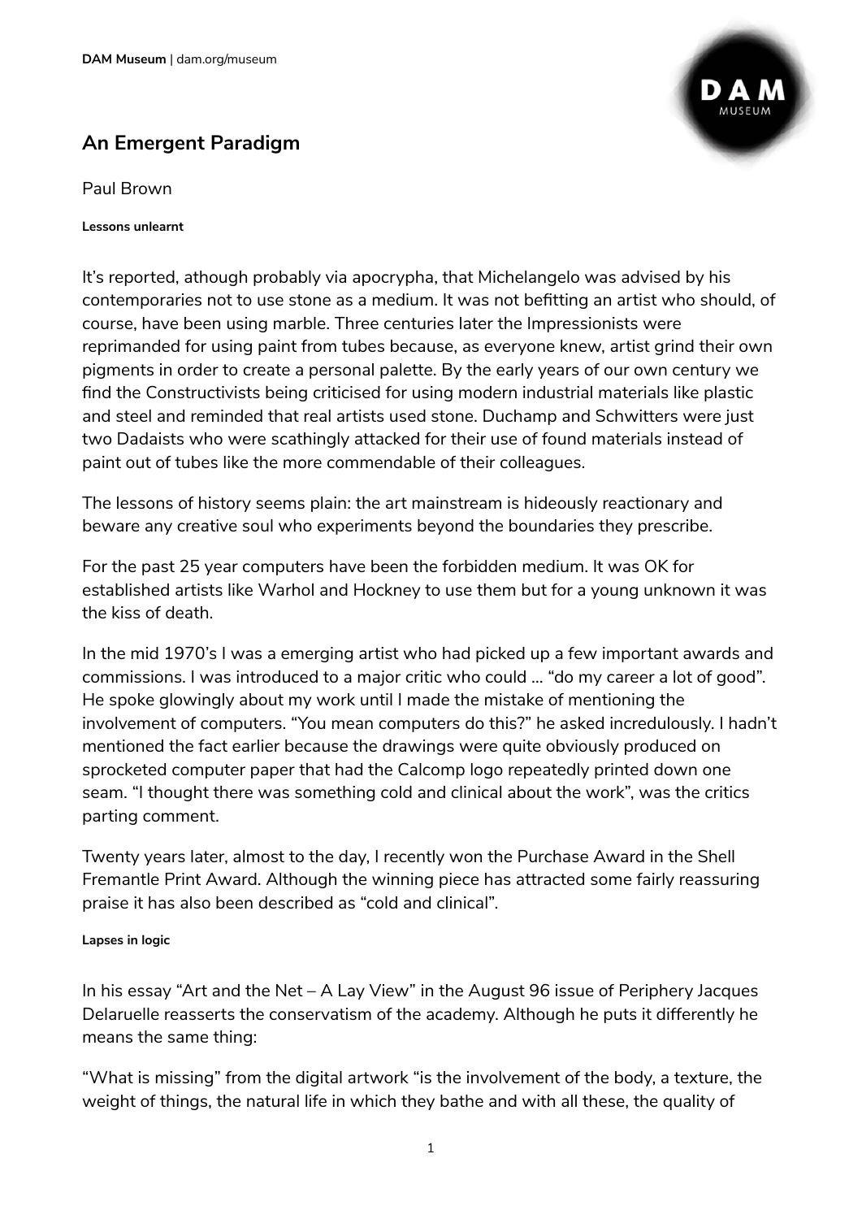# An Emergent Paradigm

Paul Brown

#### Lessons unlearnt

It's reported, athough probably via apocrypha, that Michelangelo was advised by his contemporaries not to use stone as a medium. It was not befitting an artist who should, of course, have been using marble. Three centuries later the Impressionists were reprimanded for using paint from tubes because, as everyone knew, artist grind their own pigments in order to create a personal palette. By the early years of our own century we find the Constructivists being criticised for using modern industrial materials like plastic and steel and reminded that real artists used stone. Duchamp and Schwitters were just two Dadaists who were scathingly attacked for their use of found materials instead of paint out of tubes like the more commendable of their colleagues.

The lessons of history seems plain: the art mainstream is hideously reactionary and beware any creative soul who experiments beyond the boundaries they prescribe.

For the past 25 year computers have been the forbidden medium. It was OK for established artists like Warhol and Hockney to use them but for a young unknown it was the kiss of death.

In the mid 1970's I was a emerging artist who had picked up a few important awards and commissions. I was introduced to a major critic who could … "do my career a lot of good". He spoke glowingly about my work until I made the mistake of mentioning the involvement of computers. "You mean computers do this?" he asked incredulously. I hadn't mentioned the fact earlier because the drawings were quite obviously produced on sprocketed computer paper that had the Calcomp logo repeatedly printed down one seam. "I thought there was something cold and clinical about the work", was the critics parting comment.

Twenty years later, almost to the day, I recently won the Purchase Award in the Shell Fremantle Print Award. Although the winning piece has attracted some fairly reassuring praise it has also been described as "cold and clinical".

#### Lapses in logic

In his essay "Art and the Net – A Lay View" in the August 96 issue of Periphery Jacques Delaruelle reasserts the conservatism of the academy. Although he puts it differently he means the same thing:

"What is missing" from the digital artwork "is the involvement of the body, a texture, the weight of things, the natural life in which they bathe and with all these, the quality of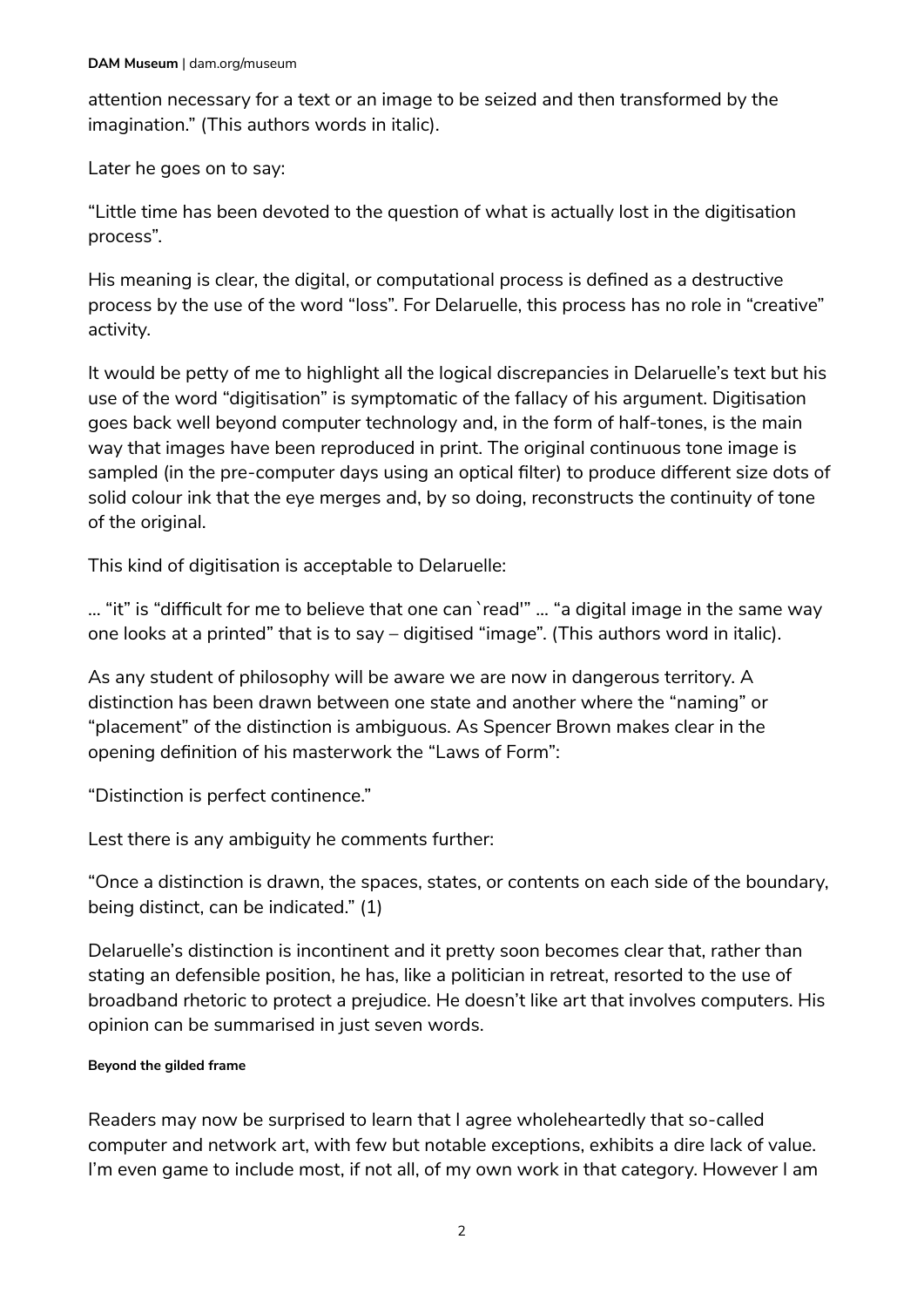attention necessary for a text or an image to be seized and then transformed by the imagination." (This authors words in italic).

Later he goes on to say:

"Little time has been devoted to the question of what is actually lost in the digitisation process".

His meaning is clear, the digital, or computational process is defined as a destructive process by the use of the word "loss". For Delaruelle, this process has no role in "creative" activity.

It would be petty of me to highlight all the logical discrepancies in Delaruelle's text but his use of the word "digitisation" is symptomatic of the fallacy of his argument. Digitisation goes back well beyond computer technology and, in the form of half-tones, is the main way that images have been reproduced in print. The original continuous tone image is sampled (in the pre-computer days using an optical filter) to produce different size dots of solid colour ink that the eye merges and, by so doing, reconstructs the continuity of tone of the original.

This kind of digitisation is acceptable to Delaruelle:

… "it" is "difficult for me to believe that one can `read'" … "a digital image in the same way one looks at a printed" that is to say – digitised "image". (This authors word in italic).

As any student of philosophy will be aware we are now in dangerous territory. A distinction has been drawn between one state and another where the "naming" or "placement" of the distinction is ambiguous. As Spencer Brown makes clear in the opening definition of his masterwork the "Laws of Form":

"Distinction is perfect continence."

Lest there is any ambiguity he comments further:

"Once a distinction is drawn, the spaces, states, or contents on each side of the boundary, being distinct, can be indicated." (1)

Delaruelle's distinction is incontinent and it pretty soon becomes clear that, rather than stating an defensible position, he has, like a politician in retreat, resorted to the use of broadband rhetoric to protect a prejudice. He doesn't like art that involves computers. His opinion can be summarised in just seven words.

#### Beyond the gilded frame

Readers may now be surprised to learn that I agree wholeheartedly that so-called computer and network art, with few but notable exceptions, exhibits a dire lack of value. I'm even game to include most, if not all, of my own work in that category. However I am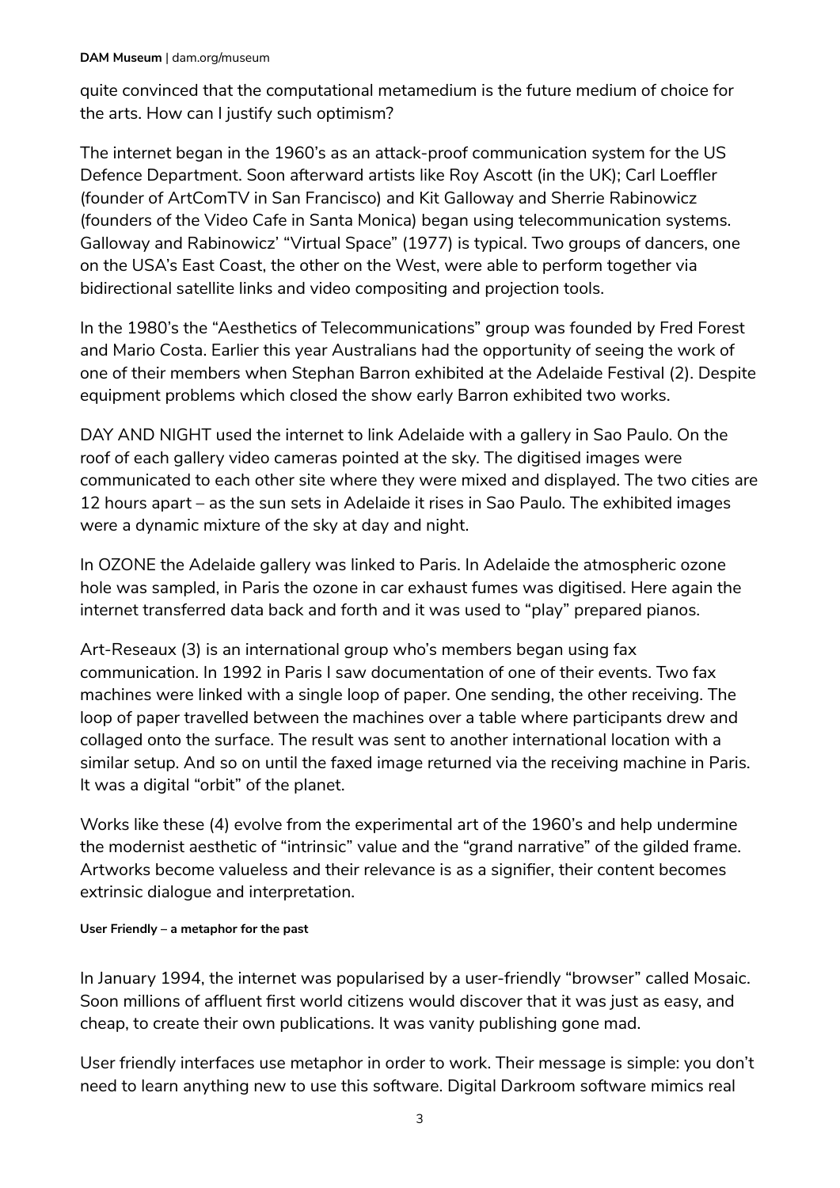quite convinced that the computational metamedium is the future medium of choice for the arts. How can I justify such optimism?

The internet began in the 1960's as an attack-proof communication system for the US Defence Department. Soon afterward artists like Roy Ascott (in the UK); Carl Loeffler (founder of ArtComTV in San Francisco) and Kit Galloway and Sherrie Rabinowicz (founders of the Video Cafe in Santa Monica) began using telecommunication systems. Galloway and Rabinowicz' "Virtual Space" (1977) is typical. Two groups of dancers, one on the USA's East Coast, the other on the West, were able to perform together via bidirectional satellite links and video compositing and projection tools.

In the 1980's the "Aesthetics of Telecommunications" group was founded by Fred Forest and Mario Costa. Earlier this year Australians had the opportunity of seeing the work of one of their members when Stephan Barron exhibited at the Adelaide Festival (2). Despite equipment problems which closed the show early Barron exhibited two works.

DAY AND NIGHT used the internet to link Adelaide with a gallery in Sao Paulo. On the roof of each gallery video cameras pointed at the sky. The digitised images were communicated to each other site where they were mixed and displayed. The two cities are 12 hours apart – as the sun sets in Adelaide it rises in Sao Paulo. The exhibited images were a dynamic mixture of the sky at day and night.

In OZONE the Adelaide gallery was linked to Paris. In Adelaide the atmospheric ozone hole was sampled, in Paris the ozone in car exhaust fumes was digitised. Here again the internet transferred data back and forth and it was used to "play" prepared pianos.

Art-Reseaux (3) is an international group who's members began using fax communication. In 1992 in Paris I saw documentation of one of their events. Two fax machines were linked with a single loop of paper. One sending, the other receiving. The loop of paper travelled between the machines over a table where participants drew and collaged onto the surface. The result was sent to another international location with a similar setup. And so on until the faxed image returned via the receiving machine in Paris. It was a digital "orbit" of the planet.

Works like these (4) evolve from the experimental art of the 1960's and help undermine the modernist aesthetic of "intrinsic" value and the "grand narrative" of the gilded frame. Artworks become valueless and their relevance is as a signifier, their content becomes extrinsic dialogue and interpretation.

#### User Friendly – a metaphor for the past

In January 1994, the internet was popularised by a user-friendly "browser" called Mosaic. Soon millions of affluent first world citizens would discover that it was just as easy, and cheap, to create their own publications. It was vanity publishing gone mad.

User friendly interfaces use metaphor in order to work. Their message is simple: you don't need to learn anything new to use this software. Digital Darkroom software mimics real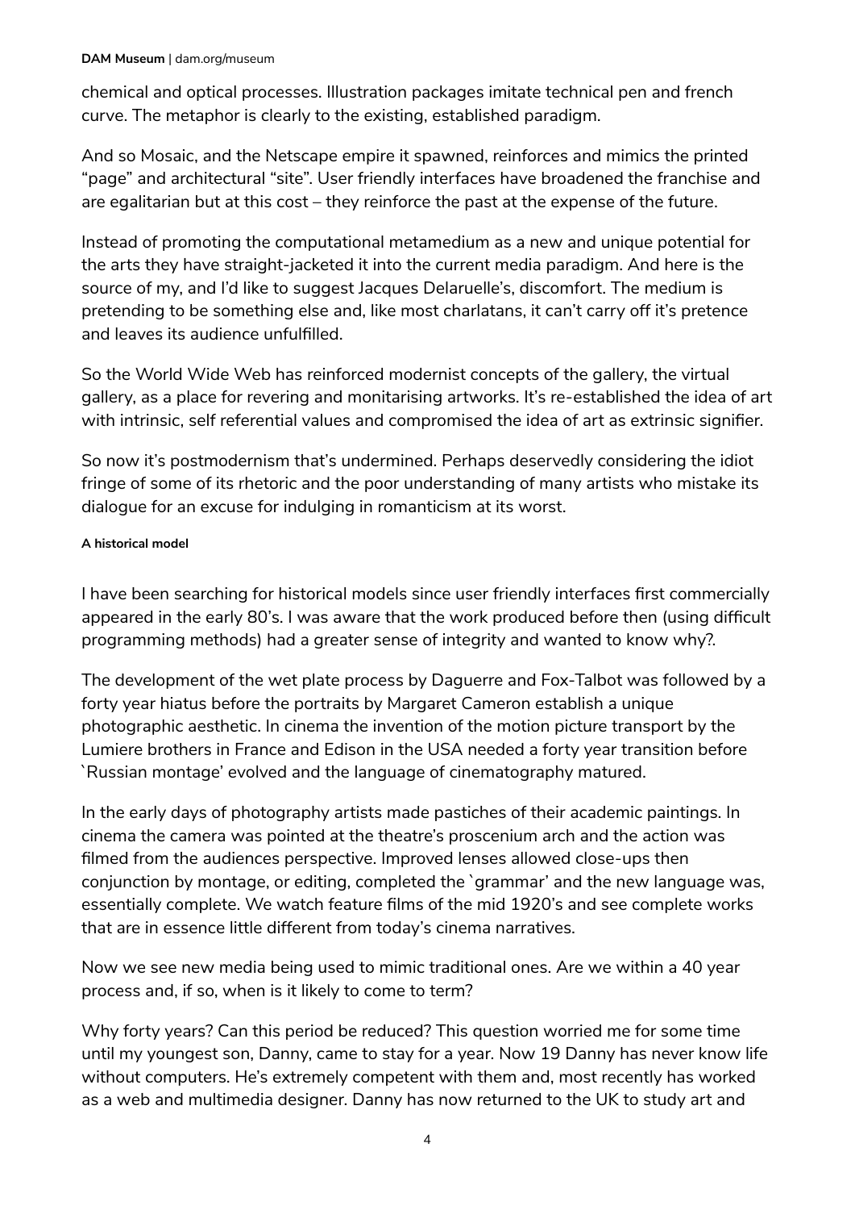chemical and optical processes. Illustration packages imitate technical pen and french curve. The metaphor is clearly to the existing, established paradigm.

And so Mosaic, and the Netscape empire it spawned, reinforces and mimics the printed "page" and architectural "site". User friendly interfaces have broadened the franchise and are egalitarian but at this cost – they reinforce the past at the expense of the future.

Instead of promoting the computational metamedium as a new and unique potential for the arts they have straight-jacketed it into the current media paradigm. And here is the source of my, and I'd like to suggest Jacques Delaruelle's, discomfort. The medium is pretending to be something else and, like most charlatans, it can't carry off it's pretence and leaves its audience unfulfilled.

So the World Wide Web has reinforced modernist concepts of the gallery, the virtual gallery, as a place for revering and monitarising artworks. It's re-established the idea of art with intrinsic, self referential values and compromised the idea of art as extrinsic signifier.

So now it's postmodernism that's undermined. Perhaps deservedly considering the idiot fringe of some of its rhetoric and the poor understanding of many artists who mistake its dialogue for an excuse for indulging in romanticism at its worst.

#### A historical model

I have been searching for historical models since user friendly interfaces first commercially appeared in the early 80's. I was aware that the work produced before then (using difficult programming methods) had a greater sense of integrity and wanted to know why?.

The development of the wet plate process by Daguerre and Fox-Talbot was followed by a forty year hiatus before the portraits by Margaret Cameron establish a unique photographic aesthetic. In cinema the invention of the motion picture transport by the Lumiere brothers in France and Edison in the USA needed a forty year transition before `Russian montage' evolved and the language of cinematography matured.

In the early days of photography artists made pastiches of their academic paintings. In cinema the camera was pointed at the theatre's proscenium arch and the action was filmed from the audiences perspective. Improved lenses allowed close-ups then conjunction by montage, or editing, completed the `grammar' and the new language was, essentially complete. We watch feature films of the mid 1920's and see complete works that are in essence little different from today's cinema narratives.

Now we see new media being used to mimic traditional ones. Are we within a 40 year process and, if so, when is it likely to come to term?

Why forty years? Can this period be reduced? This question worried me for some time until my youngest son, Danny, came to stay for a year. Now 19 Danny has never know life without computers. He's extremely competent with them and, most recently has worked as a web and multimedia designer. Danny has now returned to the UK to study art and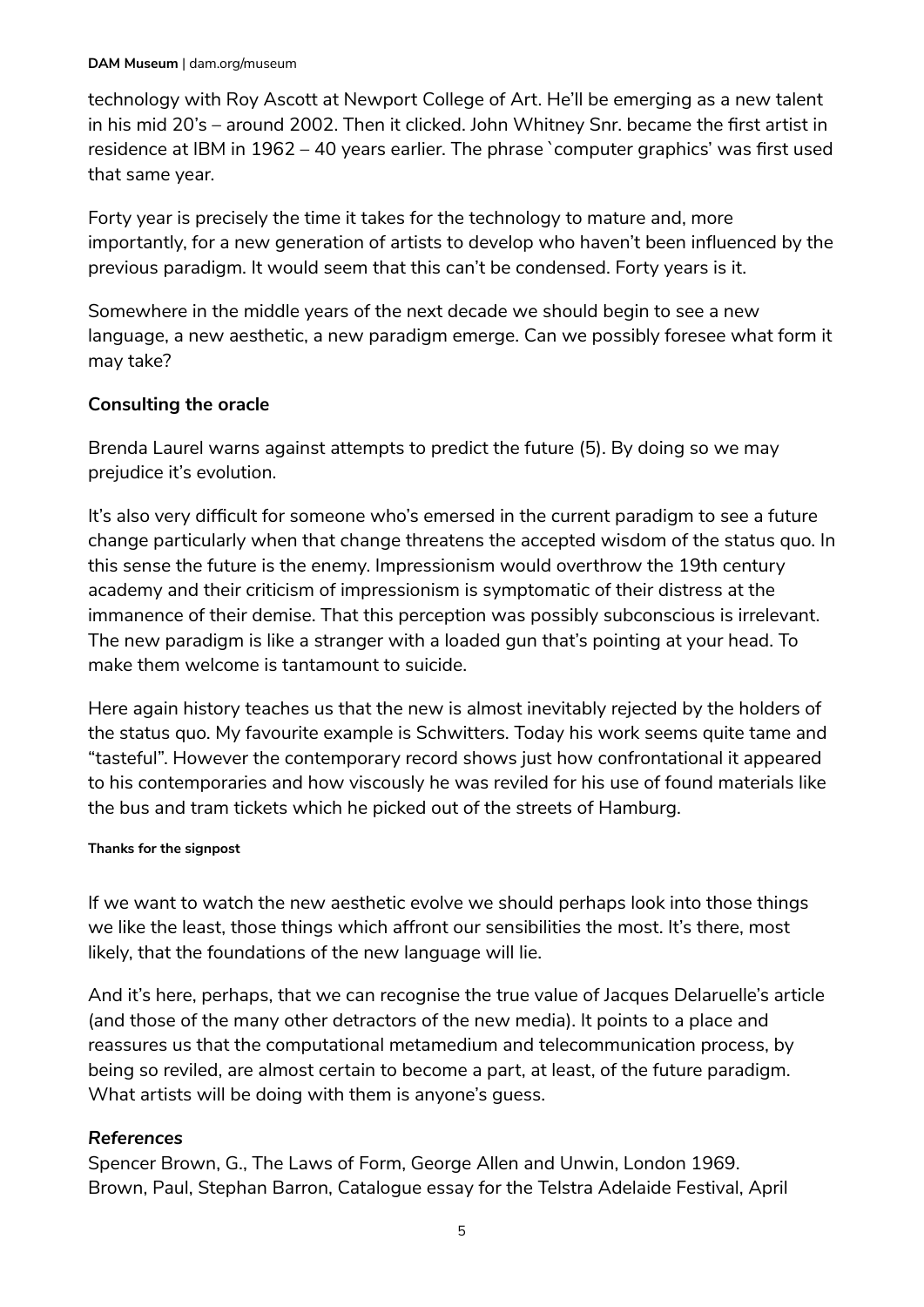technology with Roy Ascott at Newport College of Art. He'll be emerging as a new talent in his mid 20's – around 2002. Then it clicked. John Whitney Snr. became the first artist in residence at IBM in 1962 – 40 years earlier. The phrase `computer graphics' was first used that same year.

Forty year is precisely the time it takes for the technology to mature and, more importantly, for a new generation of artists to develop who haven't been influenced by the previous paradigm. It would seem that this can't be condensed. Forty years is it.

Somewhere in the middle years of the next decade we should begin to see a new language, a new aesthetic, a new paradigm emerge. Can we possibly foresee what form it may take?

**Consulting the oracle**

Brenda Laurel warns against attempts to predict the future (5). By doing so we may prejudice it's evolution.

It's also very difficult for someone who's emersed in the current paradigm to see a future change particularly when that change threatens the accepted wisdom of the status quo. In this sense the future is the enemy. Impressionism would overthrow the 19th century academy and their criticism of impressionism is symptomatic of their distress at the immanence of their demise. That this perception was possibly subconscious is irrelevant. The new paradigm is like a stranger with a loaded gun that's pointing at your head. To make them welcome is tantamount to suicide.

Here again history teaches us that the new is almost inevitably rejected by the holders of the status quo. My favourite example is Schwitters. Today his work seems quite tame and "tasteful". However the contemporary record shows just how confrontational it appeared to his contemporaries and how viscously he was reviled for his use of found materials like the bus and tram tickets which he picked out of the streets of Hamburg.

**Thanks for the signpost**

If we want to watch the new aesthetic evolve we should perhaps look into those things we like the least, those things which affront our sensibilities the most. It's there, most likely, that the foundations of the new language will lie.

And it's here, perhaps, that we can recognise the true value of Jacques Delaruelle's article (and those of the many other detractors of the new media). It points to a place and reassures us that the computational metamedium and telecommunication process, by being so reviled, are almost certain to become a part, at least, of the future paradigm. What artists will be doing with them is anyone's guess.

***References***

Spencer Brown, G., The Laws of Form, George Allen and Unwin, London 1969.
Brown, Paul, Stephan Barron, Catalogue essay for the Telstra Adelaide Festival, April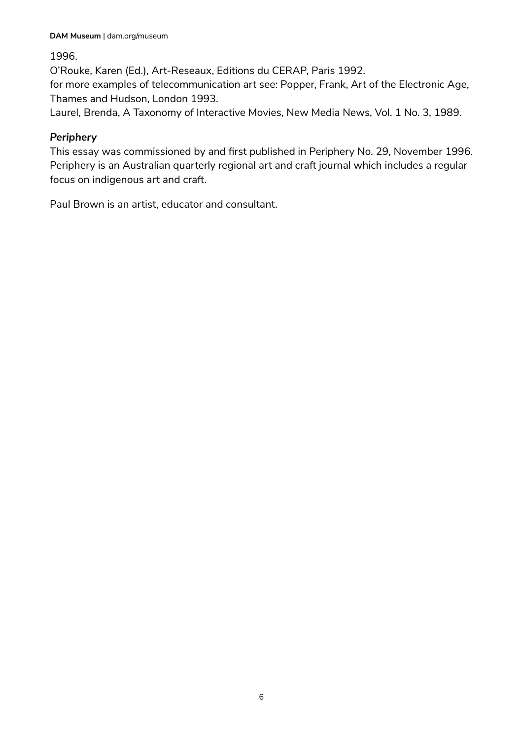1996.
O'Rouke, Karen (Ed.), Art-Reseaux, Editions du CERAP, Paris 1992.
for more examples of telecommunication art see: Popper, Frank, Art of the Electronic Age, Thames and Hudson, London 1993.
Laurel, Brenda, A Taxonomy of Interactive Movies, New Media News, Vol. 1 No. 3, 1989.

***Periphery***

This essay was commissioned by and first published in Periphery No. 29, November 1996. Periphery is an Australian quarterly regional art and craft journal which includes a regular focus on indigenous art and craft.

Paul Brown is an artist, educator and consultant.